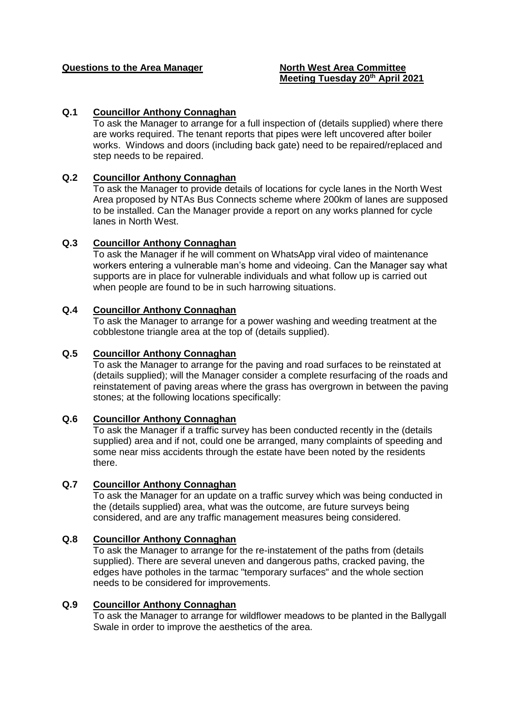**Questions to the Area Manager** **North West Area Committee**
**Meeting Tuesday 20th April 2021**

**Q.1** **Councillor Anthony Connaghan**

To ask the Manager to arrange for a full inspection of (details supplied) where there are works required. The tenant reports that pipes were left uncovered after boiler works. Windows and doors (including back gate) need to be repaired/replaced and step needs to be repaired.

**Q.2** **Councillor Anthony Connaghan**

To ask the Manager to provide details of locations for cycle lanes in the North West Area proposed by NTAs Bus Connects scheme where 200km of lanes are supposed to be installed. Can the Manager provide a report on any works planned for cycle lanes in North West.

**Q.3** **Councillor Anthony Connaghan**

To ask the Manager if he will comment on WhatsApp viral video of maintenance workers entering a vulnerable man's home and videoing. Can the Manager say what supports are in place for vulnerable individuals and what follow up is carried out when people are found to be in such harrowing situations.

**Q.4** **Councillor Anthony Connaghan**

To ask the Manager to arrange for a power washing and weeding treatment at the cobblestone triangle area at the top of (details supplied).

**Q.5** **Councillor Anthony Connaghan**

To ask the Manager to arrange for the paving and road surfaces to be reinstated at (details supplied); will the Manager consider a complete resurfacing of the roads and reinstatement of paving areas where the grass has overgrown in between the paving stones; at the following locations specifically:

**Q.6** **Councillor Anthony Connaghan**

To ask the Manager if a traffic survey has been conducted recently in the (details supplied) area and if not, could one be arranged, many complaints of speeding and some near miss accidents through the estate have been noted by the residents there.

**Q.7** **Councillor Anthony Connaghan**

To ask the Manager for an update on a traffic survey which was being conducted in the (details supplied) area, what was the outcome, are future surveys being considered, and are any traffic management measures being considered.

**Q.8** **Councillor Anthony Connaghan**

To ask the Manager to arrange for the re-instatement of the paths from (details supplied). There are several uneven and dangerous paths, cracked paving, the edges have potholes in the tarmac "temporary surfaces" and the whole section needs to be considered for improvements.

**Q.9** **Councillor Anthony Connaghan**

To ask the Manager to arrange for wildflower meadows to be planted in the Ballygall Swale in order to improve the aesthetics of the area.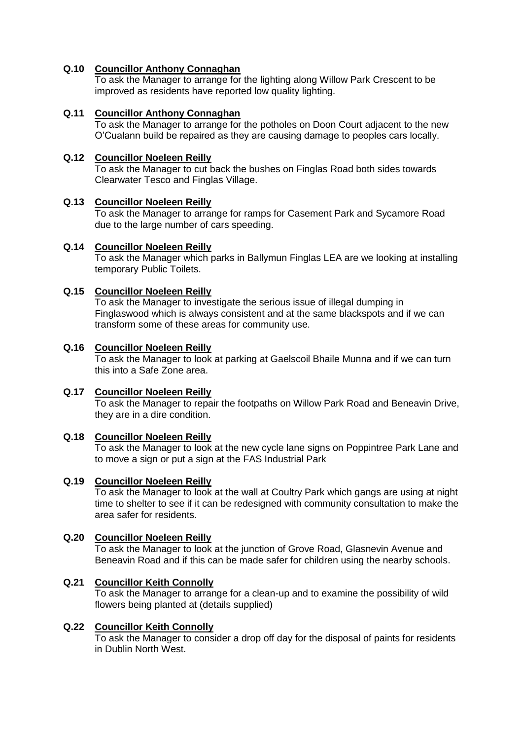**Q.10 Councillor Anthony Connaghan**

To ask the Manager to arrange for the lighting along Willow Park Crescent to be improved as residents have reported low quality lighting.

**Q.11 Councillor Anthony Connaghan**

To ask the Manager to arrange for the potholes on Doon Court adjacent to the new O'Cualann build be repaired as they are causing damage to peoples cars locally.

**Q.12 Councillor Noeleen Reilly**

To ask the Manager to cut back the bushes on Finglas Road both sides towards Clearwater Tesco and Finglas Village.

**Q.13 Councillor Noeleen Reilly**

To ask the Manager to arrange for ramps for Casement Park and Sycamore Road due to the large number of cars speeding.

**Q.14 Councillor Noeleen Reilly**

To ask the Manager which parks in Ballymun Finglas LEA are we looking at installing temporary Public Toilets.

**Q.15 Councillor Noeleen Reilly**

To ask the Manager to investigate the serious issue of illegal dumping in Finglaswood which is always consistent and at the same blackspots and if we can transform some of these areas for community use.

**Q.16 Councillor Noeleen Reilly**

To ask the Manager to look at parking at Gaelscoil Bhaile Munna and if we can turn this into a Safe Zone area.

**Q.17 Councillor Noeleen Reilly**

To ask the Manager to repair the footpaths on Willow Park Road and Beneavin Drive, they are in a dire condition.

**Q.18 Councillor Noeleen Reilly**

To ask the Manager to look at the new cycle lane signs on Poppintree Park Lane and to move a sign or put a sign at the FAS Industrial Park

**Q.19 Councillor Noeleen Reilly**

To ask the Manager to look at the wall at Coultry Park which gangs are using at night time to shelter to see if it can be redesigned with community consultation to make the area safer for residents.

**Q.20 Councillor Noeleen Reilly**

To ask the Manager to look at the junction of Grove Road, Glasnevin Avenue and Beneavin Road and if this can be made safer for children using the nearby schools.

**Q.21 Councillor Keith Connolly**

To ask the Manager to arrange for a clean-up and to examine the possibility of wild flowers being planted at (details supplied)

**Q.22 Councillor Keith Connolly**

To ask the Manager to consider a drop off day for the disposal of paints for residents in Dublin North West.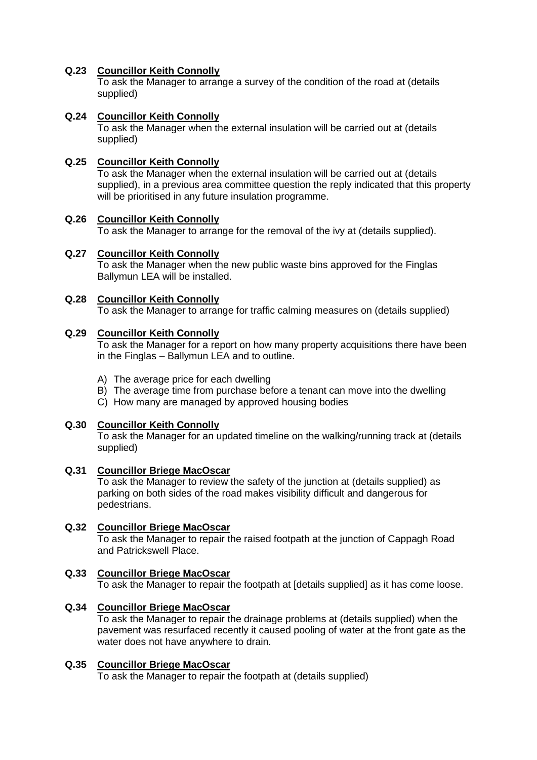**Q.23 Councillor Keith Connolly**
To ask the Manager to arrange a survey of the condition of the road at (details supplied)

**Q.24 Councillor Keith Connolly**
To ask the Manager when the external insulation will be carried out at (details supplied)

**Q.25 Councillor Keith Connolly**
To ask the Manager when the external insulation will be carried out at (details supplied), in a previous area committee question the reply indicated that this property will be prioritised in any future insulation programme.

**Q.26 Councillor Keith Connolly**
To ask the Manager to arrange for the removal of the ivy at (details supplied).

**Q.27 Councillor Keith Connolly**
To ask the Manager when the new public waste bins approved for the Finglas Ballymun LEA will be installed.

**Q.28 Councillor Keith Connolly**
To ask the Manager to arrange for traffic calming measures on (details supplied)

**Q.29 Councillor Keith Connolly**
To ask the Manager for a report on how many property acquisitions there have been in the Finglas – Ballymun LEA and to outline.

A) The average price for each dwelling
B) The average time from purchase before a tenant can move into the dwelling
C) How many are managed by approved housing bodies

**Q.30 Councillor Keith Connolly**
To ask the Manager for an updated timeline on the walking/running track at (details supplied)

**Q.31 Councillor Briege MacOscar**
To ask the Manager to review the safety of the junction at (details supplied) as parking on both sides of the road makes visibility difficult and dangerous for pedestrians.

**Q.32 Councillor Briege MacOscar**
To ask the Manager to repair the raised footpath at the junction of Cappagh Road and Patrickswell Place.

**Q.33 Councillor Briege MacOscar**
To ask the Manager to repair the footpath at [details supplied] as it has come loose.

**Q.34 Councillor Briege MacOscar**
To ask the Manager to repair the drainage problems at (details supplied) when the pavement was resurfaced recently it caused pooling of water at the front gate as the water does not have anywhere to drain.

**Q.35 Councillor Briege MacOscar**
To ask the Manager to repair the footpath at (details supplied)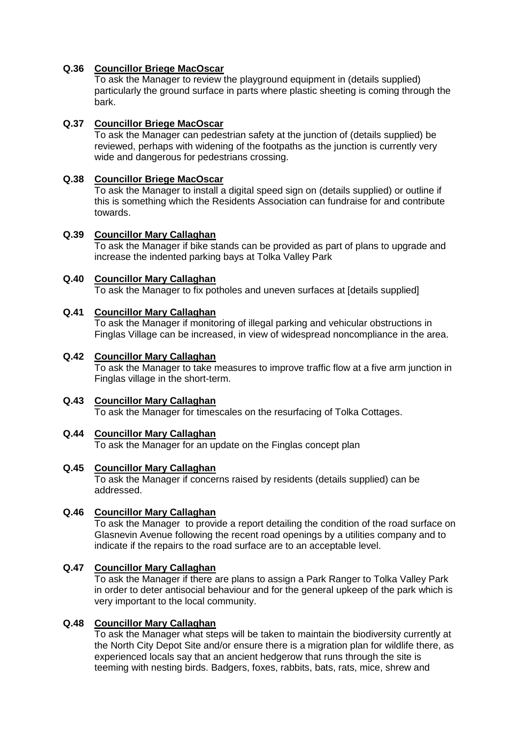**Q.36** **Councillor Briege MacOscar**
To ask the Manager to review the playground equipment in (details supplied) particularly the ground surface in parts where plastic sheeting is coming through the bark.

**Q.37** **Councillor Briege MacOscar**
To ask the Manager can pedestrian safety at the junction of (details supplied) be reviewed, perhaps with widening of the footpaths as the junction is currently very wide and dangerous for pedestrians crossing.

**Q.38** **Councillor Briege MacOscar**
To ask the Manager to install a digital speed sign on (details supplied) or outline if this is something which the Residents Association can fundraise for and contribute towards.

**Q.39** **Councillor Mary Callaghan**
To ask the Manager if bike stands can be provided as part of plans to upgrade and increase the indented parking bays at Tolka Valley Park

**Q.40** **Councillor Mary Callaghan**
To ask the Manager to fix potholes and uneven surfaces at [details supplied]

**Q.41** **Councillor Mary Callaghan**
To ask the Manager if monitoring of illegal parking and vehicular obstructions in Finglas Village can be increased, in view of widespread noncompliance in the area.

**Q.42** **Councillor Mary Callaghan**
To ask the Manager to take measures to improve traffic flow at a five arm junction in Finglas village in the short-term.

**Q.43** **Councillor Mary Callaghan**
To ask the Manager for timescales on the resurfacing of Tolka Cottages.

**Q.44** **Councillor Mary Callaghan**
To ask the Manager for an update on the Finglas concept plan

**Q.45** **Councillor Mary Callaghan**
To ask the Manager if concerns raised by residents (details supplied) can be addressed.

**Q.46** **Councillor Mary Callaghan**
To ask the Manager to provide a report detailing the condition of the road surface on Glasnevin Avenue following the recent road openings by a utilities company and to indicate if the repairs to the road surface are to an acceptable level.

**Q.47** **Councillor Mary Callaghan**
To ask the Manager if there are plans to assign a Park Ranger to Tolka Valley Park in order to deter antisocial behaviour and for the general upkeep of the park which is very important to the local community.

**Q.48** **Councillor Mary Callaghan**
To ask the Manager what steps will be taken to maintain the biodiversity currently at the North City Depot Site and/or ensure there is a migration plan for wildlife there, as experienced locals say that an ancient hedgerow that runs through the site is teeming with nesting birds. Badgers, foxes, rabbits, bats, rats, mice, shrew and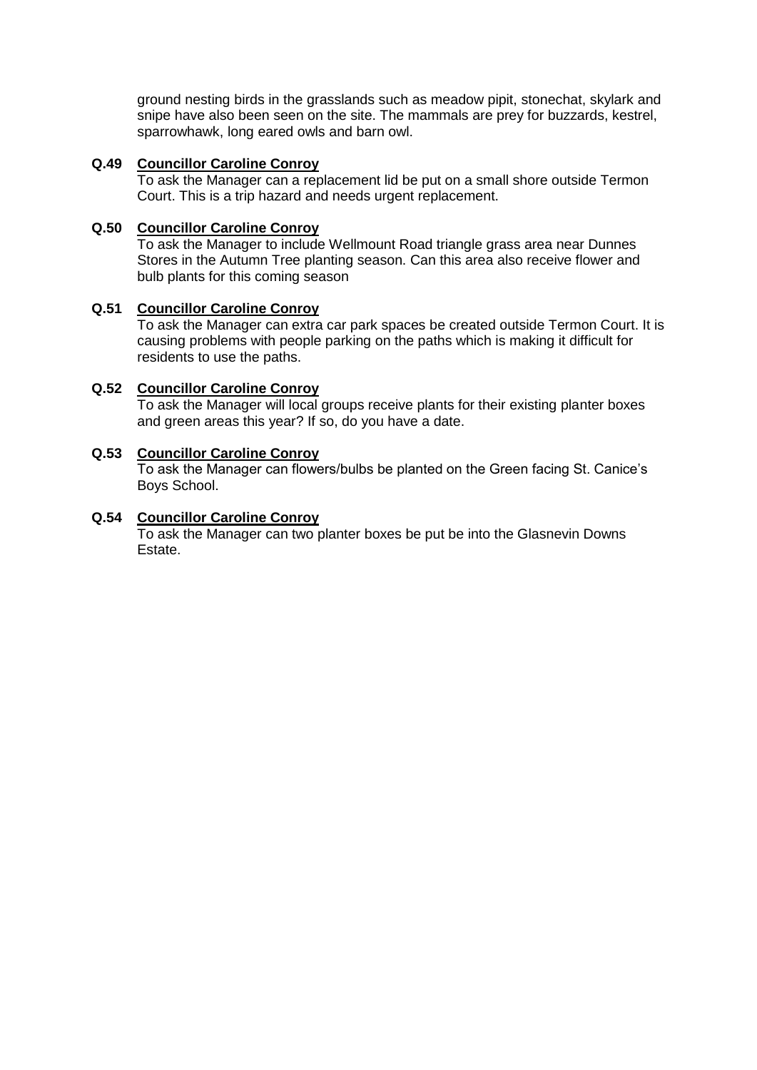ground nesting birds in the grasslands such as meadow pipit, stonechat, skylark and snipe have also been seen on the site. The mammals are prey for buzzards, kestrel, sparrowhawk, long eared owls and barn owl.

**Q.49** **Councillor Caroline Conroy**

To ask the Manager can a replacement lid be put on a small shore outside Termon Court. This is a trip hazard and needs urgent replacement.

**Q.50** **Councillor Caroline Conroy**

To ask the Manager to include Wellmount Road triangle grass area near Dunnes Stores in the Autumn Tree planting season. Can this area also receive flower and bulb plants for this coming season

**Q.51** **Councillor Caroline Conroy**

To ask the Manager can extra car park spaces be created outside Termon Court. It is causing problems with people parking on the paths which is making it difficult for residents to use the paths.

**Q.52** **Councillor Caroline Conroy**

To ask the Manager will local groups receive plants for their existing planter boxes and green areas this year? If so, do you have a date.

**Q.53** **Councillor Caroline Conroy**

To ask the Manager can flowers/bulbs be planted on the Green facing St. Canice's Boys School.

**Q.54** **Councillor Caroline Conroy**

To ask the Manager can two planter boxes be put be into the Glasnevin Downs Estate.